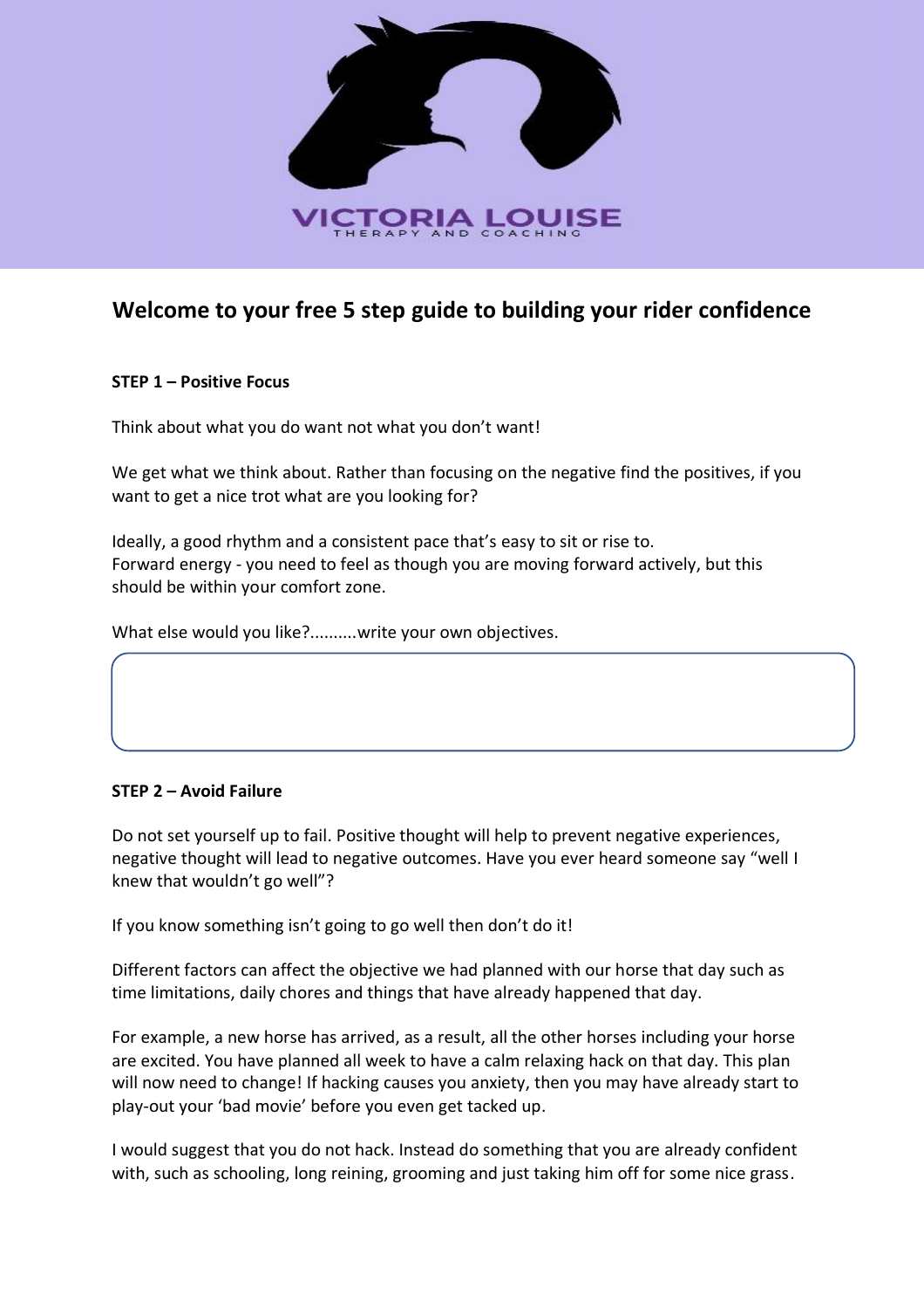VICTORIA LOUISE

THERAPY AND COACHING

# Welcome to your free 5 step guide to building your rider confidence

**STEP 1 – Positive Focus**

Think about what you do want not what you don't want!

We get what we think about. Rather than focusing on the negative find the positives, if you want to get a nice trot what are you looking for?

Ideally, a good rhythm and a consistent pace that's easy to sit or rise to.
Forward energy - you need to feel as though you are moving forward actively, but this should be within your comfort zone.

What else would you like?..........write your own objectives.

**STEP 2 – Avoid Failure**

Do not set yourself up to fail. Positive thought will help to prevent negative experiences, negative thought will lead to negative outcomes. Have you ever heard someone say "well I knew that wouldn't go well"?

If you know something isn't going to go well then don't do it!

Different factors can affect the objective we had planned with our horse that day such as time limitations, daily chores and things that have already happened that day.

For example, a new horse has arrived, as a result, all the other horses including your horse are excited. You have planned all week to have a calm relaxing hack on that day. This plan will now need to change! If hacking causes you anxiety, then you may have already start to play-out your 'bad movie' before you even get tacked up.

I would suggest that you do not hack. Instead do something that you are already confident with, such as schooling, long reining, grooming and just taking him off for some nice grass.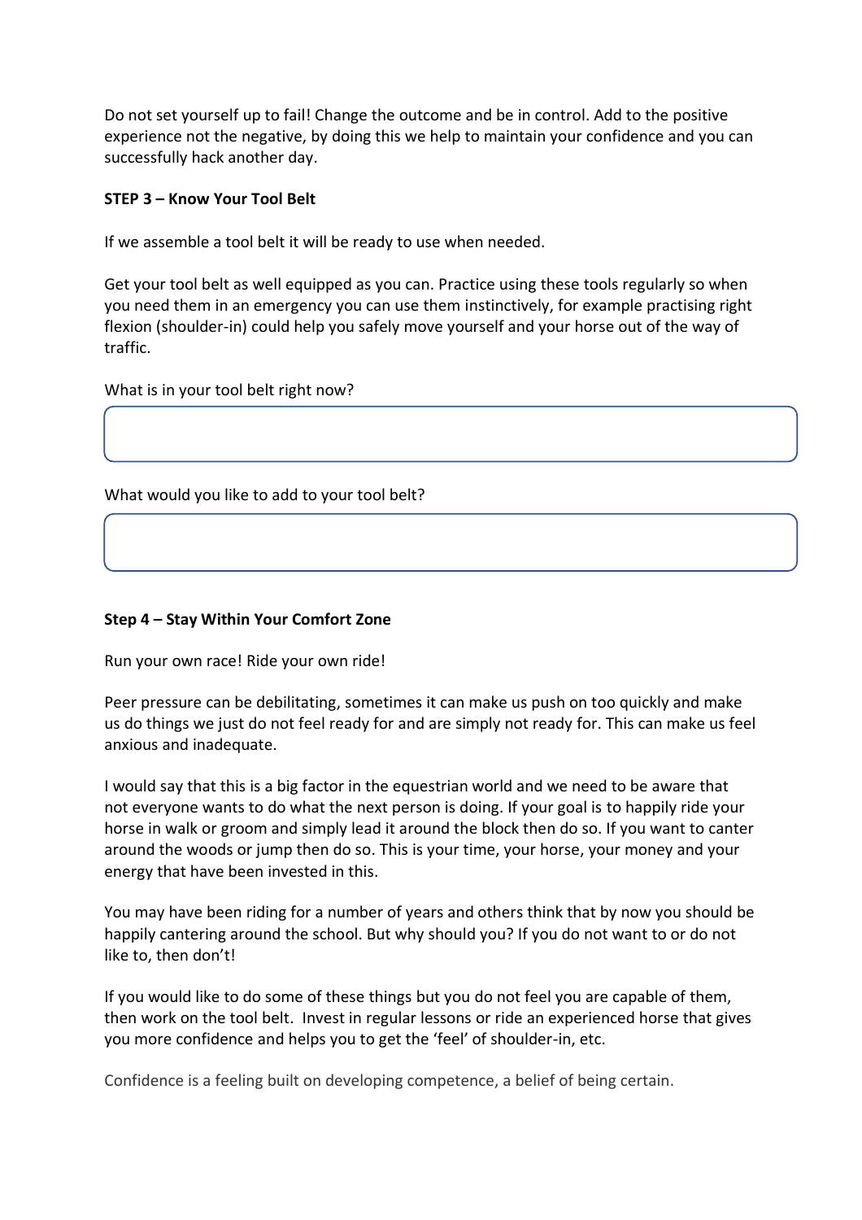Do not set yourself up to fail! Change the outcome and be in control. Add to the positive experience not the negative, by doing this we help to maintain your confidence and you can successfully hack another day.

**STEP 3 – Know Your Tool Belt**

If we assemble a tool belt it will be ready to use when needed.

Get your tool belt as well equipped as you can. Practice using these tools regularly so when you need them in an emergency you can use them instinctively, for example practising right flexion (shoulder-in) could help you safely move yourself and your horse out of the way of traffic.

What is in your tool belt right now?

What would you like to add to your tool belt?

**Step 4 – Stay Within Your Comfort Zone**

Run your own race! Ride your own ride!

Peer pressure can be debilitating, sometimes it can make us push on too quickly and make us do things we just do not feel ready for and are simply not ready for. This can make us feel anxious and inadequate.

I would say that this is a big factor in the equestrian world and we need to be aware that not everyone wants to do what the next person is doing. If your goal is to happily ride your horse in walk or groom and simply lead it around the block then do so. If you want to canter around the woods or jump then do so. This is your time, your horse, your money and your energy that have been invested in this.

You may have been riding for a number of years and others think that by now you should be happily cantering around the school. But why should you? If you do not want to or do not like to, then don't!

If you would like to do some of these things but you do not feel you are capable of them, then work on the tool belt. Invest in regular lessons or ride an experienced horse that gives you more confidence and helps you to get the 'feel' of shoulder-in, etc.

Confidence is a feeling built on developing competence, a belief of being certain.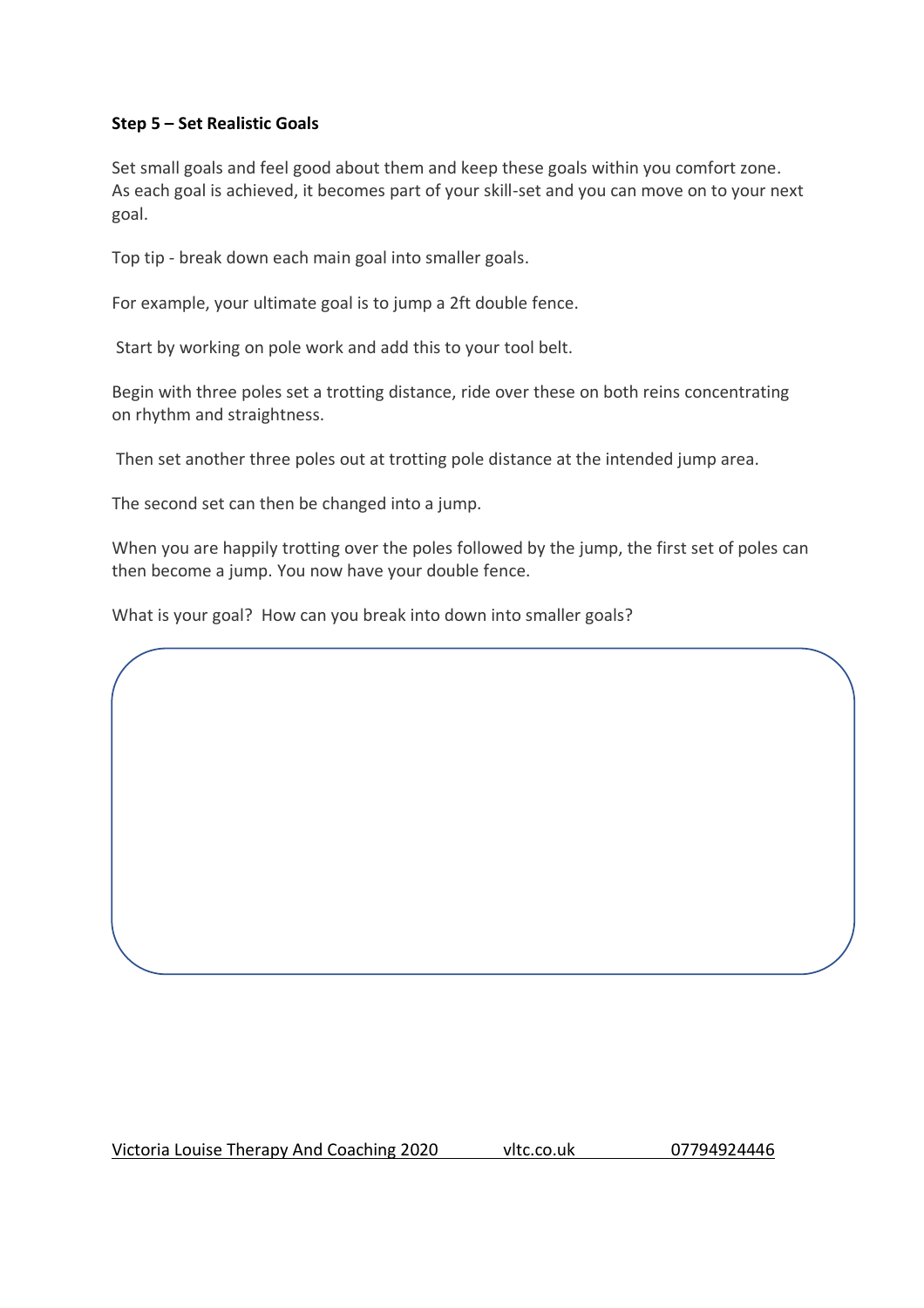**Step 5 – Set Realistic Goals**

Set small goals and feel good about them and keep these goals within you comfort zone. As each goal is achieved, it becomes part of your skill-set and you can move on to your next goal.

Top tip - break down each main goal into smaller goals.

For example, your ultimate goal is to jump a 2ft double fence.

Start by working on pole work and add this to your tool belt.

Begin with three poles set a trotting distance, ride over these on both reins concentrating on rhythm and straightness.

Then set another three poles out at trotting pole distance at the intended jump area.

The second set can then be changed into a jump.

When you are happily trotting over the poles followed by the jump, the first set of poles can then become a jump. You now have your double fence.

What is your goal? How can you break into down into smaller goals?

Victoria Louise Therapy And Coaching 2020 vltc.co.uk 07794924446